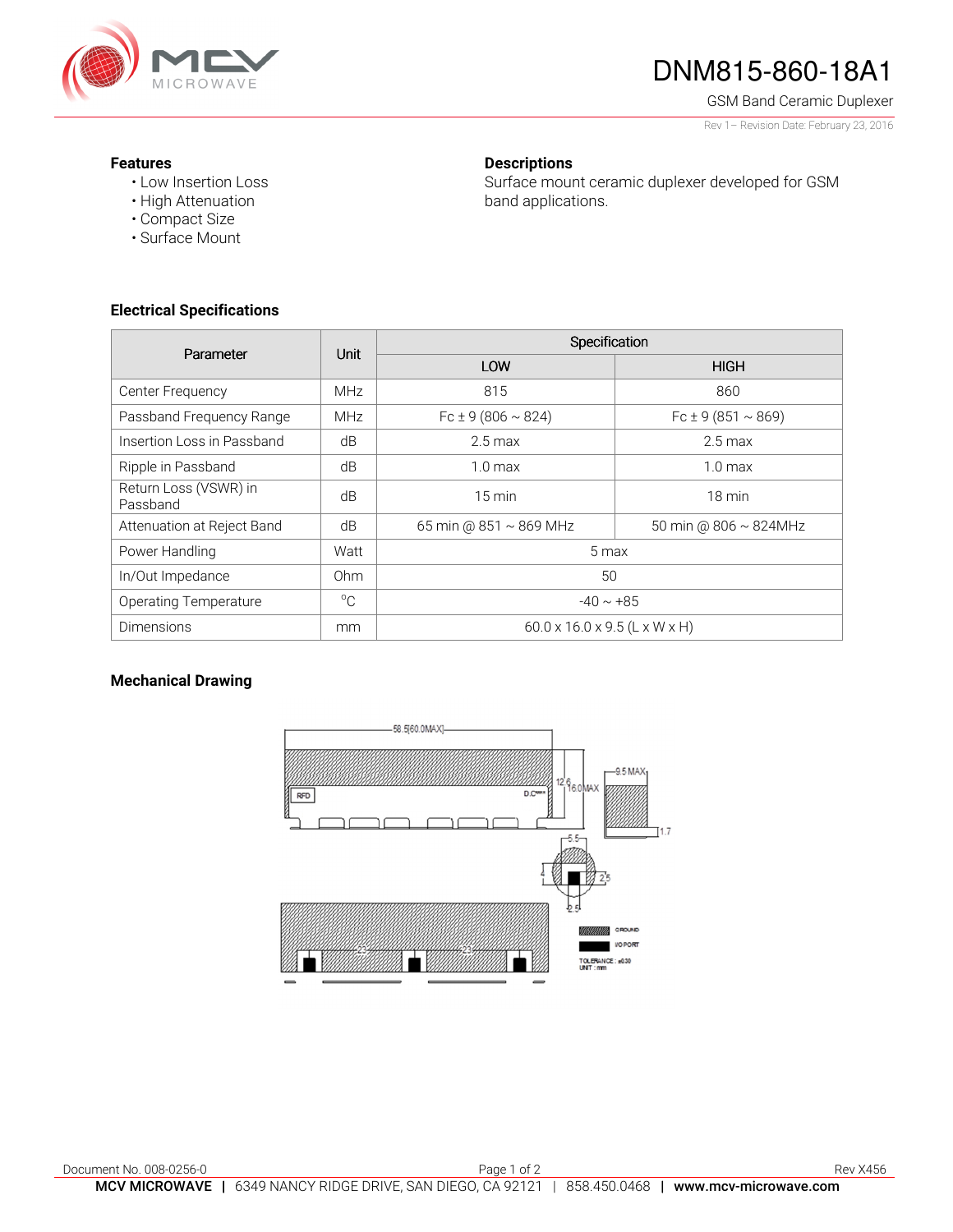# DNM815-860-18A1

GSM Band Ceramic Duplexer

Rev 1 – Revision Date: February 23, 2016

## Features

- Low Insertion Loss
- High Attenuation
- Compact Size
- Surface Mount

## Descriptions

Surface mount ceramic duplexer developed for GSM band applications.

## Electrical Specifications

| Parameter | Unit | Specification | |
|---|---|---|---|
| | | LOW | HIGH |
| Center Frequency | MHz | 815 | 860 |
| Passband Frequency Range | MHz | Fc ± 9 (806 ~ 824) | Fc ± 9 (851 ~ 869) |
| Insertion Loss in Passband | dB | 2.5 max | 2.5 max |
| Ripple in Passband | dB | 1.0 max | 1.0 max |
| Return Loss (VSWR) in Passband | dB | 15 min | 18 min |
| Attenuation at Reject Band | dB | 65 min @ 851 ~ 869 MHz | 50 min @ 806 ~ 824MHz |
| Power Handling | Watt | 5 max | |
| In/Out Impedance | Ohm | 50 | |
| Operating Temperature | °C | -40 ~ +85 | |
| Dimensions | mm | 60.0 x 16.0 x 9.5 (L x W x H) | |

## Mechanical Drawing

58.5[60.0MAX]

12.6 16.0MAX

9.5 MAX

1.7

5.5

4

2.5

2.5

23 23

GROUND

I/O PORT

TOLERANCE : ±0.30
UNIT : mm

Document No. 008-0256-0 Rev X456

**MCV MICROWAVE** | 6349 NANCY RIDGE DRIVE, SAN DIEGO, CA 92121 | 858.450.0468 | **www.mcv-microwave.com**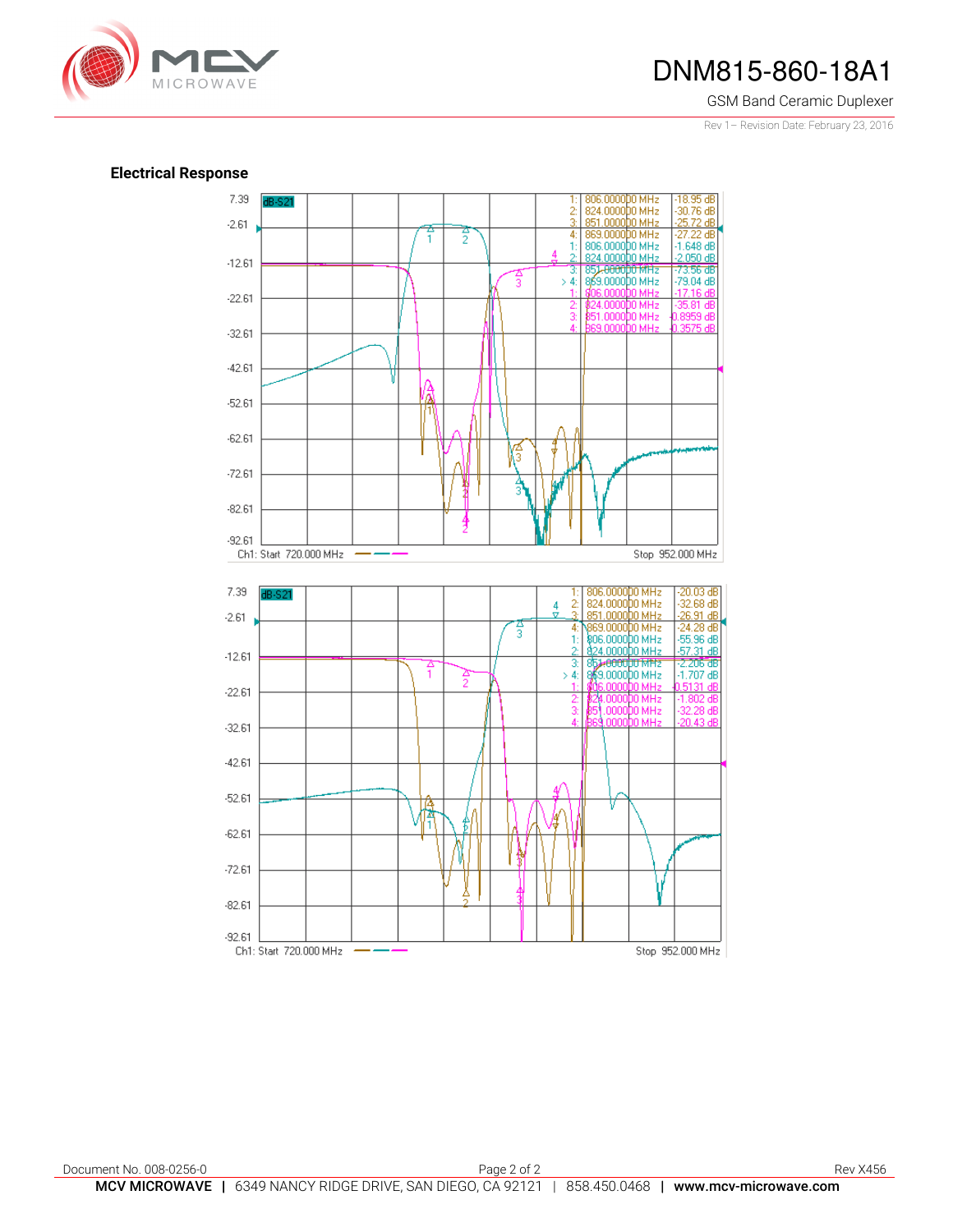## Electrical Response

7.39
-2.61
-12.61
-22.61
-32.61
-42.61
-52.61
-62.61
-72.61
-82.61
-92.61

dB-S21

1: 806.000000 MHz -18.95 dB
2: 824.000000 MHz -30.76 dB
3: 851.000000 MHz -25.72 dB
4: 869.000000 MHz -27.22 dB
1: 806.000000 MHz -1.648 dB
2: 824.000000 MHz -2.050 dB
3: 851.000000 MHz -73.56 dB
> 4: 869.000000 MHz -79.04 dB
1: 806.000000 MHz -17.16 dB
2: 824.000000 MHz -35.81 dB
3: 851.000000 MHz -0.8959 dB
4: 869.000000 MHz -0.3575 dB

Ch1: Start 720.000 MHz
Stop 952.000 MHz

7.39
-2.61
-12.61
-22.61
-32.61
-42.61
-52.61
-62.61
-72.61
-82.61
-92.61

dB-S21

1: 806.000000 MHz -20.03 dB
2: 824.000000 MHz -32.68 dB
3: 851.000000 MHz -26.91 dB
4: 869.000000 MHz -24.28 dB
1: 806.000000 MHz -55.96 dB
2: 824.000000 MHz -57.31 dB
3: 851.000000 MHz -2.206 dB
> 4: 869.000000 MHz -1.707 dB
1: 806.000000 MHz -0.5131 dB
2: 824.000000 MHz -1.802 dB
3: 851.000000 MHz -32.28 dB
4: 869.000000 MHz -20.43 dB

Ch1: Start 720.000 MHz
Stop 952.000 MHz